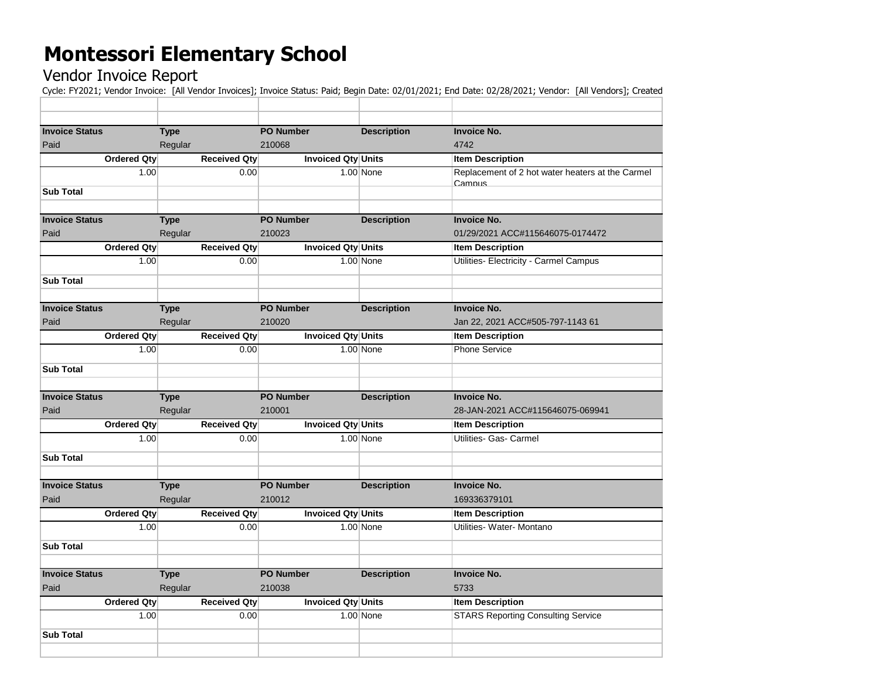# Montessori Elementary School

## Vendor Invoice Report

Cycle: FY2021; Vendor Invoice: [All Vendor Invoices]; Invoice Status: Paid; Begin Date: 02/01/2021; End Date: 02/28/2021; Vendor: [All Vendors]; Created

| | | | | |
|---|---|---|---|---|
| | | | | |
| **Invoice Status** | **Type** | **PO Number** | **Description** | **Invoice No.** |
| Paid | Regular | 210068 | | 4742 |
| **Ordered Qty** | **Received Qty** | **Invoiced Qty** | **Units** | **Item Description** |
| 1.00 | 0.00 | 1.00 | None | Replacement of 2 hot water heaters at the Carmel Campus |
| **Sub Total** | | | | |
| | | | | |
| **Invoice Status** | **Type** | **PO Number** | **Description** | **Invoice No.** |
| Paid | Regular | 210023 | | 01/29/2021 ACC#115646075-0174472 |
| **Ordered Qty** | **Received Qty** | **Invoiced Qty** | **Units** | **Item Description** |
| 1.00 | 0.00 | 1.00 | None | Utilities- Electricity - Carmel Campus |
| **Sub Total** | | | | |
| | | | | |
| **Invoice Status** | **Type** | **PO Number** | **Description** | **Invoice No.** |
| Paid | Regular | 210020 | | Jan 22, 2021 ACC#505-797-1143 61 |
| **Ordered Qty** | **Received Qty** | **Invoiced Qty** | **Units** | **Item Description** |
| 1.00 | 0.00 | 1.00 | None | Phone Service |
| **Sub Total** | | | | |
| | | | | |
| **Invoice Status** | **Type** | **PO Number** | **Description** | **Invoice No.** |
| Paid | Regular | 210001 | | 28-JAN-2021 ACC#115646075-069941 |
| **Ordered Qty** | **Received Qty** | **Invoiced Qty** | **Units** | **Item Description** |
| 1.00 | 0.00 | 1.00 | None | Utilities- Gas- Carmel |
| **Sub Total** | | | | |
| | | | | |
| **Invoice Status** | **Type** | **PO Number** | **Description** | **Invoice No.** |
| Paid | Regular | 210012 | | 169336379101 |
| **Ordered Qty** | **Received Qty** | **Invoiced Qty** | **Units** | **Item Description** |
| 1.00 | 0.00 | 1.00 | None | Utilities- Water- Montano |
| **Sub Total** | | | | |
| | | | | |
| **Invoice Status** | **Type** | **PO Number** | **Description** | **Invoice No.** |
| Paid | Regular | 210038 | | 5733 |
| **Ordered Qty** | **Received Qty** | **Invoiced Qty** | **Units** | **Item Description** |
| 1.00 | 0.00 | 1.00 | None | STARS Reporting Consulting Service |
| **Sub Total** | | | | |
| | | | | |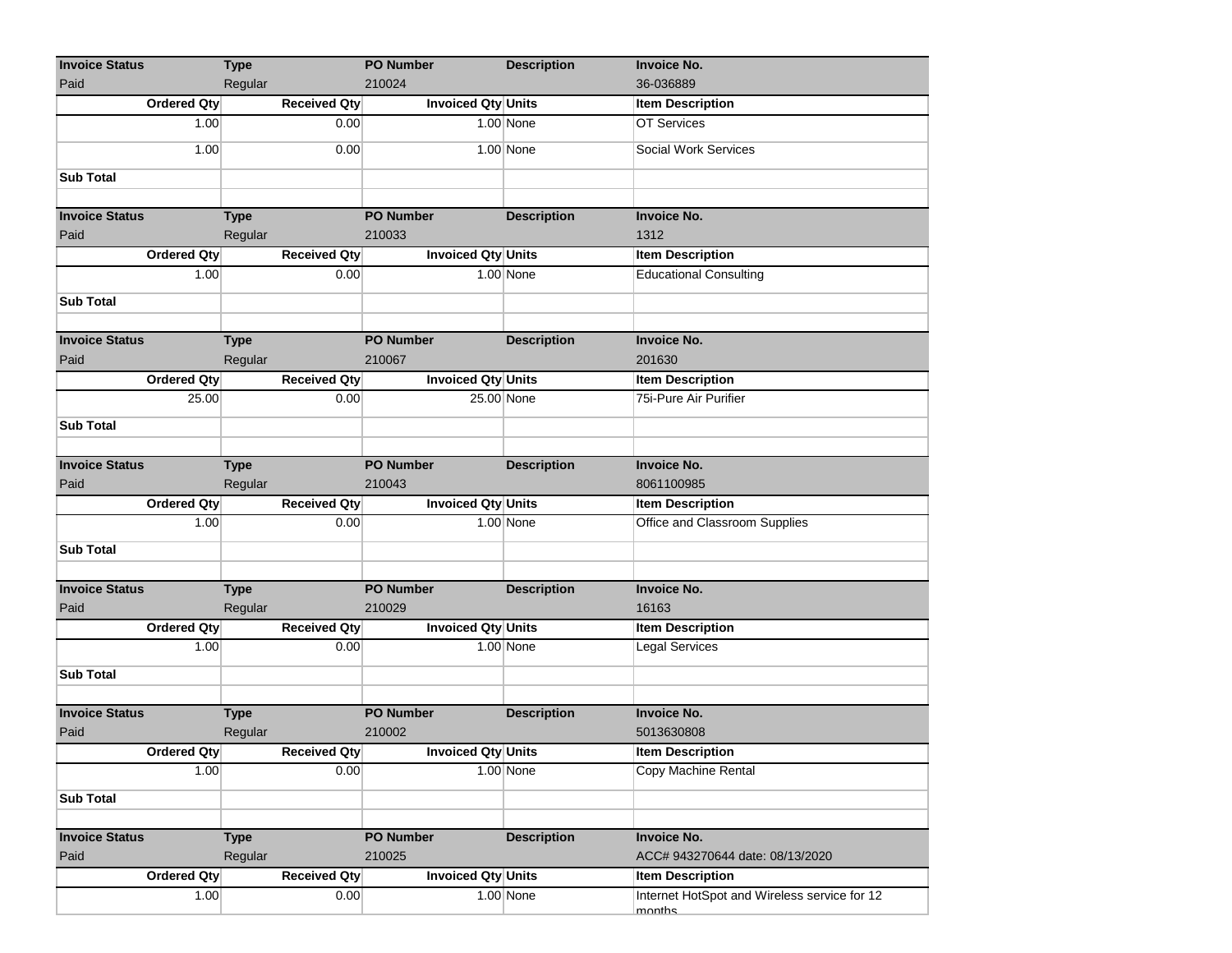| Invoice Status | Type | PO Number | Description | Invoice No. |
|---|---|---|---|---|
| Paid | Regular | 210024 | | 36-036889 |
| Ordered Qty | Received Qty | Invoiced Qty | Units | Item Description |
| 1.00 | 0.00 | 1.00 | None | OT Services |
| 1.00 | 0.00 | 1.00 | None | Social Work Services |
| Sub Total | | | | |

| Invoice Status | Type | PO Number | Description | Invoice No. |
|---|---|---|---|---|
| Paid | Regular | 210033 | | 1312 |
| Ordered Qty | Received Qty | Invoiced Qty | Units | Item Description |
| 1.00 | 0.00 | 1.00 | None | Educational Consulting |
| Sub Total | | | | |

| Invoice Status | Type | PO Number | Description | Invoice No. |
|---|---|---|---|---|
| Paid | Regular | 210067 | | 201630 |
| Ordered Qty | Received Qty | Invoiced Qty | Units | Item Description |
| 25.00 | 0.00 | 25.00 | None | 75i-Pure Air Purifier |
| Sub Total | | | | |

| Invoice Status | Type | PO Number | Description | Invoice No. |
|---|---|---|---|---|
| Paid | Regular | 210043 | | 8061100985 |
| Ordered Qty | Received Qty | Invoiced Qty | Units | Item Description |
| 1.00 | 0.00 | 1.00 | None | Office and Classroom Supplies |
| Sub Total | | | | |

| Invoice Status | Type | PO Number | Description | Invoice No. |
|---|---|---|---|---|
| Paid | Regular | 210029 | | 16163 |
| Ordered Qty | Received Qty | Invoiced Qty | Units | Item Description |
| 1.00 | 0.00 | 1.00 | None | Legal Services |
| Sub Total | | | | |

| Invoice Status | Type | PO Number | Description | Invoice No. |
|---|---|---|---|---|
| Paid | Regular | 210002 | | 5013630808 |
| Ordered Qty | Received Qty | Invoiced Qty | Units | Item Description |
| 1.00 | 0.00 | 1.00 | None | Copy Machine Rental |
| Sub Total | | | | |

| Invoice Status | Type | PO Number | Description | Invoice No. |
|---|---|---|---|---|
| Paid | Regular | 210025 | | ACC# 943270644 date: 08/13/2020 |
| Ordered Qty | Received Qty | Invoiced Qty | Units | Item Description |
| 1.00 | 0.00 | 1.00 | None | Internet HotSpot and Wireless service for 12 months |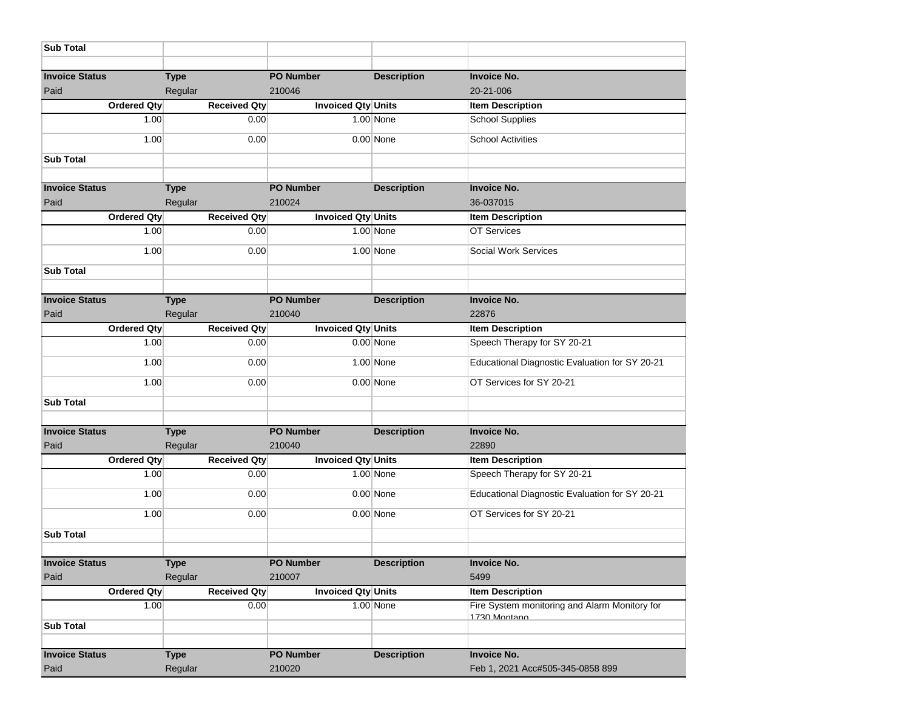| Sub Total | | | | |
|---|---|---|---|---|
| | | | | |
| **Invoice Status** | **Type** | **PO Number** | **Description** | **Invoice No.** |
| Paid | Regular | 210046 | | 20-21-006 |
| **Ordered Qty** | **Received Qty** | **Invoiced Qty** | **Units** | **Item Description** |
| 1.00 | 0.00 | 1.00 | None | School Supplies |
| 1.00 | 0.00 | 0.00 | None | School Activities |
| **Sub Total** | | | | |
| | | | | |
| **Invoice Status** | **Type** | **PO Number** | **Description** | **Invoice No.** |
| Paid | Regular | 210024 | | 36-037015 |
| **Ordered Qty** | **Received Qty** | **Invoiced Qty** | **Units** | **Item Description** |
| 1.00 | 0.00 | 1.00 | None | OT Services |
| 1.00 | 0.00 | 1.00 | None | Social Work Services |
| **Sub Total** | | | | |
| | | | | |
| **Invoice Status** | **Type** | **PO Number** | **Description** | **Invoice No.** |
| Paid | Regular | 210040 | | 22876 |
| **Ordered Qty** | **Received Qty** | **Invoiced Qty** | **Units** | **Item Description** |
| 1.00 | 0.00 | 0.00 | None | Speech Therapy for SY 20-21 |
| 1.00 | 0.00 | 1.00 | None | Educational Diagnostic Evaluation for SY 20-21 |
| 1.00 | 0.00 | 0.00 | None | OT Services for SY 20-21 |
| **Sub Total** | | | | |
| | | | | |
| **Invoice Status** | **Type** | **PO Number** | **Description** | **Invoice No.** |
| Paid | Regular | 210040 | | 22890 |
| **Ordered Qty** | **Received Qty** | **Invoiced Qty** | **Units** | **Item Description** |
| 1.00 | 0.00 | 1.00 | None | Speech Therapy for SY 20-21 |
| 1.00 | 0.00 | 0.00 | None | Educational Diagnostic Evaluation for SY 20-21 |
| 1.00 | 0.00 | 0.00 | None | OT Services for SY 20-21 |
| **Sub Total** | | | | |
| | | | | |
| **Invoice Status** | **Type** | **PO Number** | **Description** | **Invoice No.** |
| Paid | Regular | 210007 | | 5499 |
| **Ordered Qty** | **Received Qty** | **Invoiced Qty** | **Units** | **Item Description** |
| 1.00 | 0.00 | 1.00 | None | Fire System monitoring and Alarm Monitory for 1730 Montano |
| **Sub Total** | | | | |
| | | | | |
| **Invoice Status** | **Type** | **PO Number** | **Description** | **Invoice No.** |
| Paid | Regular | 210020 | | Feb 1, 2021 Acc#505-345-0858 899 |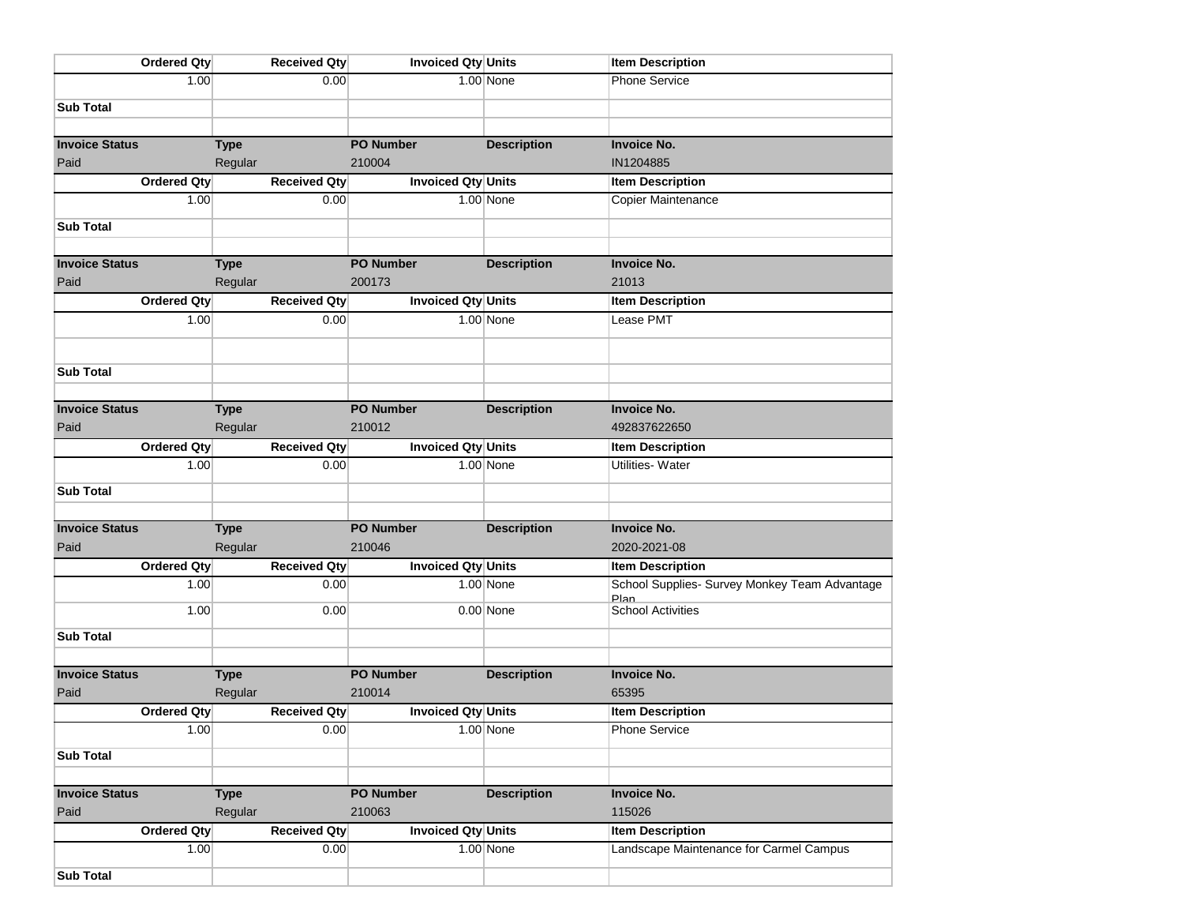| Ordered Qty | Received Qty | Invoiced Qty | Units | Item Description |
|---|---|---|---|---|
| 1.00 | 0.00 | 1.00 | None | Phone Service |
| **Sub Total** | | | | |
| | | | | |
| **Invoice Status** | **Type** | **PO Number** | **Description** | **Invoice No.** |
| Paid | Regular | 210004 | | IN1204885 |
| **Ordered Qty** | **Received Qty** | **Invoiced Qty** | **Units** | **Item Description** |
| 1.00 | 0.00 | 1.00 | None | Copier Maintenance |
| **Sub Total** | | | | |
| | | | | |
| **Invoice Status** | **Type** | **PO Number** | **Description** | **Invoice No.** |
| Paid | Regular | 200173 | | 21013 |
| **Ordered Qty** | **Received Qty** | **Invoiced Qty** | **Units** | **Item Description** |
| 1.00 | 0.00 | 1.00 | None | Lease PMT |
| | | | | |
| **Sub Total** | | | | |
| | | | | |
| **Invoice Status** | **Type** | **PO Number** | **Description** | **Invoice No.** |
| Paid | Regular | 210012 | | 492837622650 |
| **Ordered Qty** | **Received Qty** | **Invoiced Qty** | **Units** | **Item Description** |
| 1.00 | 0.00 | 1.00 | None | Utilities- Water |
| **Sub Total** | | | | |
| | | | | |
| **Invoice Status** | **Type** | **PO Number** | **Description** | **Invoice No.** |
| Paid | Regular | 210046 | | 2020-2021-08 |
| **Ordered Qty** | **Received Qty** | **Invoiced Qty** | **Units** | **Item Description** |
| 1.00 | 0.00 | 1.00 | None | School Supplies- Survey Monkey Team Advantage Plan |
| 1.00 | 0.00 | 0.00 | None | School Activities |
| **Sub Total** | | | | |
| | | | | |
| **Invoice Status** | **Type** | **PO Number** | **Description** | **Invoice No.** |
| Paid | Regular | 210014 | | 65395 |
| **Ordered Qty** | **Received Qty** | **Invoiced Qty** | **Units** | **Item Description** |
| 1.00 | 0.00 | 1.00 | None | Phone Service |
| **Sub Total** | | | | |
| | | | | |
| **Invoice Status** | **Type** | **PO Number** | **Description** | **Invoice No.** |
| Paid | Regular | 210063 | | 115026 |
| **Ordered Qty** | **Received Qty** | **Invoiced Qty** | **Units** | **Item Description** |
| 1.00 | 0.00 | 1.00 | None | Landscape Maintenance for Carmel Campus |
| **Sub Total** | | | | |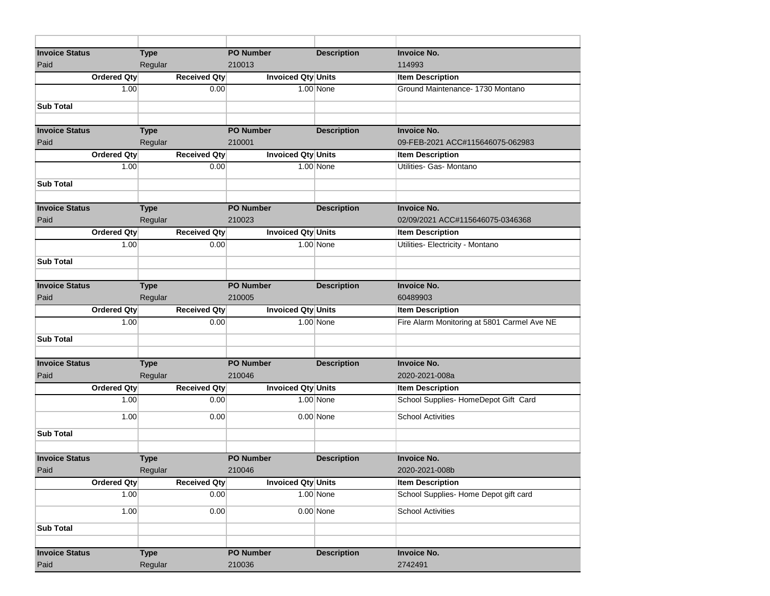| | | | | |
|---|---|---|---|---|
| **Invoice Status** | **Type** | **PO Number** | **Description** | **Invoice No.** |
| Paid | Regular | 210013 | | 114993 |
| **Ordered Qty** | **Received Qty** | **Invoiced Qty** | **Units** | **Item Description** |
| 1.00 | 0.00 | 1.00 | None | Ground Maintenance- 1730 Montano |
| **Sub Total** | | | | |
| | | | | |
| **Invoice Status** | **Type** | **PO Number** | **Description** | **Invoice No.** |
| Paid | Regular | 210001 | | 09-FEB-2021 ACC#115646075-062983 |
| **Ordered Qty** | **Received Qty** | **Invoiced Qty** | **Units** | **Item Description** |
| 1.00 | 0.00 | 1.00 | None | Utilities- Gas- Montano |
| **Sub Total** | | | | |
| | | | | |
| **Invoice Status** | **Type** | **PO Number** | **Description** | **Invoice No.** |
| Paid | Regular | 210023 | | 02/09/2021 ACC#115646075-0346368 |
| **Ordered Qty** | **Received Qty** | **Invoiced Qty** | **Units** | **Item Description** |
| 1.00 | 0.00 | 1.00 | None | Utilities- Electricity - Montano |
| **Sub Total** | | | | |
| | | | | |
| **Invoice Status** | **Type** | **PO Number** | **Description** | **Invoice No.** |
| Paid | Regular | 210005 | | 60489903 |
| **Ordered Qty** | **Received Qty** | **Invoiced Qty** | **Units** | **Item Description** |
| 1.00 | 0.00 | 1.00 | None | Fire Alarm Monitoring at 5801 Carmel Ave NE |
| **Sub Total** | | | | |
| | | | | |
| **Invoice Status** | **Type** | **PO Number** | **Description** | **Invoice No.** |
| Paid | Regular | 210046 | | 2020-2021-008a |
| **Ordered Qty** | **Received Qty** | **Invoiced Qty** | **Units** | **Item Description** |
| 1.00 | 0.00 | 1.00 | None | School Supplies- HomeDepot Gift Card |
| 1.00 | 0.00 | 0.00 | None | School Activities |
| **Sub Total** | | | | |
| | | | | |
| **Invoice Status** | **Type** | **PO Number** | **Description** | **Invoice No.** |
| Paid | Regular | 210046 | | 2020-2021-008b |
| **Ordered Qty** | **Received Qty** | **Invoiced Qty** | **Units** | **Item Description** |
| 1.00 | 0.00 | 1.00 | None | School Supplies- Home Depot gift card |
| 1.00 | 0.00 | 0.00 | None | School Activities |
| **Sub Total** | | | | |
| | | | | |
| **Invoice Status** | **Type** | **PO Number** | **Description** | **Invoice No.** |
| Paid | Regular | 210036 | | 2742491 |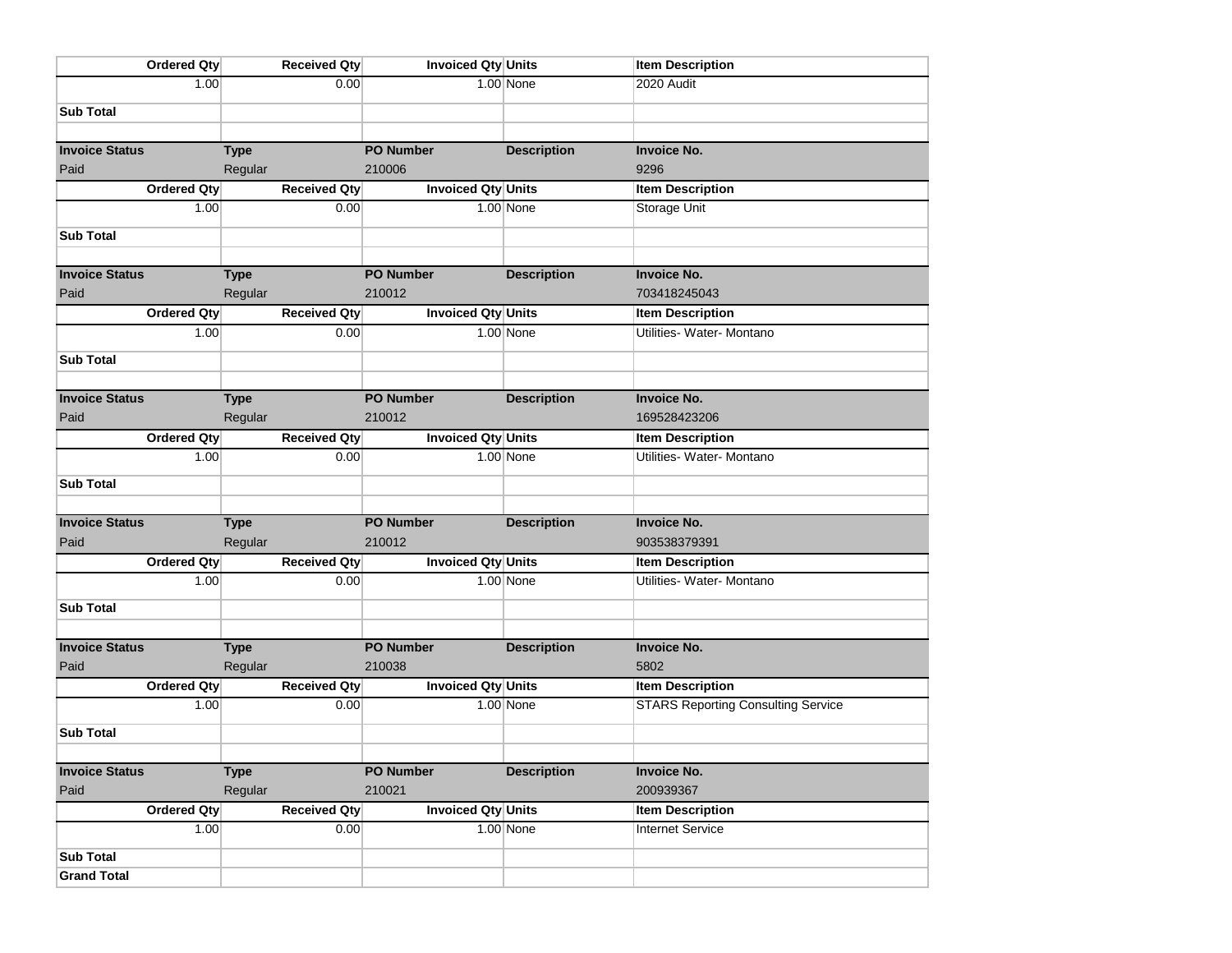| Ordered Qty | Received Qty | Invoiced Qty | Units | Item Description |
|---|---|---|---|---|
| 1.00 | 0.00 | 1.00 | None | 2020 Audit |
| **Sub Total** | | | | |
| | | | | |
| **Invoice Status** | **Type** | **PO Number** | **Description** | **Invoice No.** |
| Paid | Regular | 210006 | | 9296 |
| **Ordered Qty** | **Received Qty** | **Invoiced Qty** | **Units** | **Item Description** |
| 1.00 | 0.00 | 1.00 | None | Storage Unit |
| **Sub Total** | | | | |
| | | | | |
| **Invoice Status** | **Type** | **PO Number** | **Description** | **Invoice No.** |
| Paid | Regular | 210012 | | 703418245043 |
| **Ordered Qty** | **Received Qty** | **Invoiced Qty** | **Units** | **Item Description** |
| 1.00 | 0.00 | 1.00 | None | Utilities- Water- Montano |
| **Sub Total** | | | | |
| | | | | |
| **Invoice Status** | **Type** | **PO Number** | **Description** | **Invoice No.** |
| Paid | Regular | 210012 | | 169528423206 |
| **Ordered Qty** | **Received Qty** | **Invoiced Qty** | **Units** | **Item Description** |
| 1.00 | 0.00 | 1.00 | None | Utilities- Water- Montano |
| **Sub Total** | | | | |
| | | | | |
| **Invoice Status** | **Type** | **PO Number** | **Description** | **Invoice No.** |
| Paid | Regular | 210012 | | 903538379391 |
| **Ordered Qty** | **Received Qty** | **Invoiced Qty** | **Units** | **Item Description** |
| 1.00 | 0.00 | 1.00 | None | Utilities- Water- Montano |
| **Sub Total** | | | | |
| | | | | |
| **Invoice Status** | **Type** | **PO Number** | **Description** | **Invoice No.** |
| Paid | Regular | 210038 | | 5802 |
| **Ordered Qty** | **Received Qty** | **Invoiced Qty** | **Units** | **Item Description** |
| 1.00 | 0.00 | 1.00 | None | STARS Reporting Consulting Service |
| **Sub Total** | | | | |
| | | | | |
| **Invoice Status** | **Type** | **PO Number** | **Description** | **Invoice No.** |
| Paid | Regular | 210021 | | 200939367 |
| **Ordered Qty** | **Received Qty** | **Invoiced Qty** | **Units** | **Item Description** |
| 1.00 | 0.00 | 1.00 | None | Internet Service |
| **Sub Total** | | | | |
| **Grand Total** | | | | |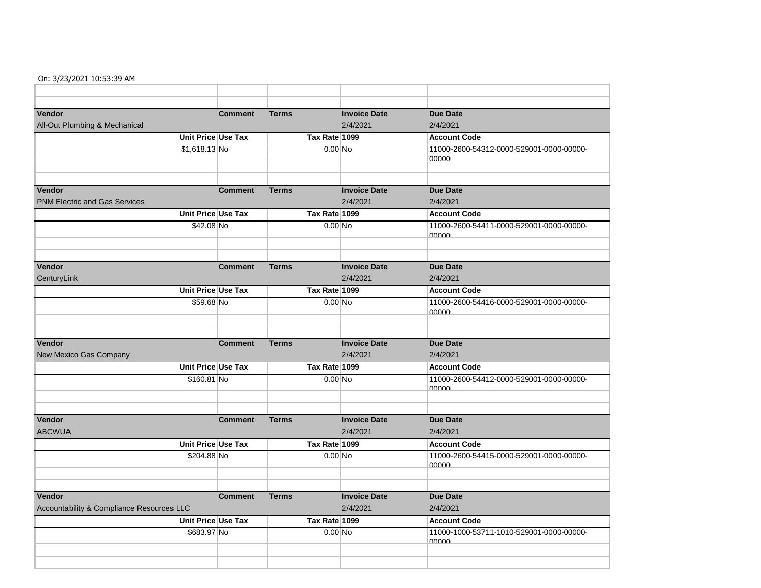On: 3/23/2021 10:53:39 AM

| Vendor | Comment | Terms | Invoice Date | Due Date |
|---|---|---|---|---|
| All-Out Plumbing & Mechanical | | | 2/4/2021 | 2/4/2021 |
| Unit Price | Use Tax | Tax Rate | 1099 | Account Code |
| $1,618.13 | No | 0.00 | No | 11000-2600-54312-0000-529001-0000-00000-00000 |

| Vendor | Comment | Terms | Invoice Date | Due Date |
|---|---|---|---|---|
| PNM Electric and Gas Services | | | 2/4/2021 | 2/4/2021 |
| Unit Price | Use Tax | Tax Rate | 1099 | Account Code |
| $42.08 | No | 0.00 | No | 11000-2600-54411-0000-529001-0000-00000-00000 |

| Vendor | Comment | Terms | Invoice Date | Due Date |
|---|---|---|---|---|
| CenturyLink | | | 2/4/2021 | 2/4/2021 |
| Unit Price | Use Tax | Tax Rate | 1099 | Account Code |
| $59.68 | No | 0.00 | No | 11000-2600-54416-0000-529001-0000-00000-00000 |

| Vendor | Comment | Terms | Invoice Date | Due Date |
|---|---|---|---|---|
| New Mexico Gas Company | | | 2/4/2021 | 2/4/2021 |
| Unit Price | Use Tax | Tax Rate | 1099 | Account Code |
| $160.81 | No | 0.00 | No | 11000-2600-54412-0000-529001-0000-00000-00000 |

| Vendor | Comment | Terms | Invoice Date | Due Date |
|---|---|---|---|---|
| ABCWUA | | | 2/4/2021 | 2/4/2021 |
| Unit Price | Use Tax | Tax Rate | 1099 | Account Code |
| $204.88 | No | 0.00 | No | 11000-2600-54415-0000-529001-0000-00000-00000 |

| Vendor | Comment | Terms | Invoice Date | Due Date |
|---|---|---|---|---|
| Accountability & Compliance Resources LLC | | | 2/4/2021 | 2/4/2021 |
| Unit Price | Use Tax | Tax Rate | 1099 | Account Code |
| $683.97 | No | 0.00 | No | 11000-1000-53711-1010-529001-0000-00000-00000 |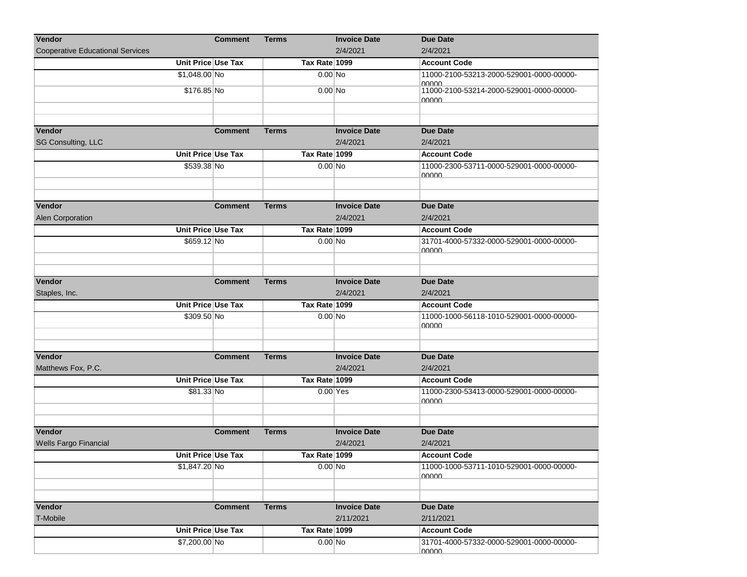| Vendor | Comment | Terms | Invoice Date | Due Date |
|---|---|---|---|---|
| Cooperative Educational Services | | | 2/4/2021 | 2/4/2021 |
| **Unit Price** | **Use Tax** | **Tax Rate** | **1099** | **Account Code** |
| $1,048.00 | No | 0.00 | No | 11000-2100-53213-2000-529001-0000-00000-00000 |
| $176.85 | No | 0.00 | No | 11000-2100-53214-2000-529001-0000-00000-00000 |

| Vendor | Comment | Terms | Invoice Date | Due Date |
|---|---|---|---|---|
| SG Consulting, LLC | | | 2/4/2021 | 2/4/2021 |
| **Unit Price** | **Use Tax** | **Tax Rate** | **1099** | **Account Code** |
| $539.38 | No | 0.00 | No | 11000-2300-53711-0000-529001-0000-00000-00000 |

| Vendor | Comment | Terms | Invoice Date | Due Date |
|---|---|---|---|---|
| Alen Corporation | | | 2/4/2021 | 2/4/2021 |
| **Unit Price** | **Use Tax** | **Tax Rate** | **1099** | **Account Code** |
| $659.12 | No | 0.00 | No | 31701-4000-57332-0000-529001-0000-00000-00000 |

| Vendor | Comment | Terms | Invoice Date | Due Date |
|---|---|---|---|---|
| Staples, Inc. | | | 2/4/2021 | 2/4/2021 |
| **Unit Price** | **Use Tax** | **Tax Rate** | **1099** | **Account Code** |
| $309.50 | No | 0.00 | No | 11000-1000-56118-1010-529001-0000-00000-00000 |

| Vendor | Comment | Terms | Invoice Date | Due Date |
|---|---|---|---|---|
| Matthews Fox, P.C. | | | 2/4/2021 | 2/4/2021 |
| **Unit Price** | **Use Tax** | **Tax Rate** | **1099** | **Account Code** |
| $81.33 | No | 0.00 | Yes | 11000-2300-53413-0000-529001-0000-00000-00000 |

| Vendor | Comment | Terms | Invoice Date | Due Date |
|---|---|---|---|---|
| Wells Fargo Financial | | | 2/4/2021 | 2/4/2021 |
| **Unit Price** | **Use Tax** | **Tax Rate** | **1099** | **Account Code** |
| $1,847.20 | No | 0.00 | No | 11000-1000-53711-1010-529001-0000-00000-00000 |

| Vendor | Comment | Terms | Invoice Date | Due Date |
|---|---|---|---|---|
| T-Mobile | | | 2/11/2021 | 2/11/2021 |
| **Unit Price** | **Use Tax** | **Tax Rate** | **1099** | **Account Code** |
| $7,200.00 | No | 0.00 | No | 31701-4000-57332-0000-529001-0000-00000-00000 |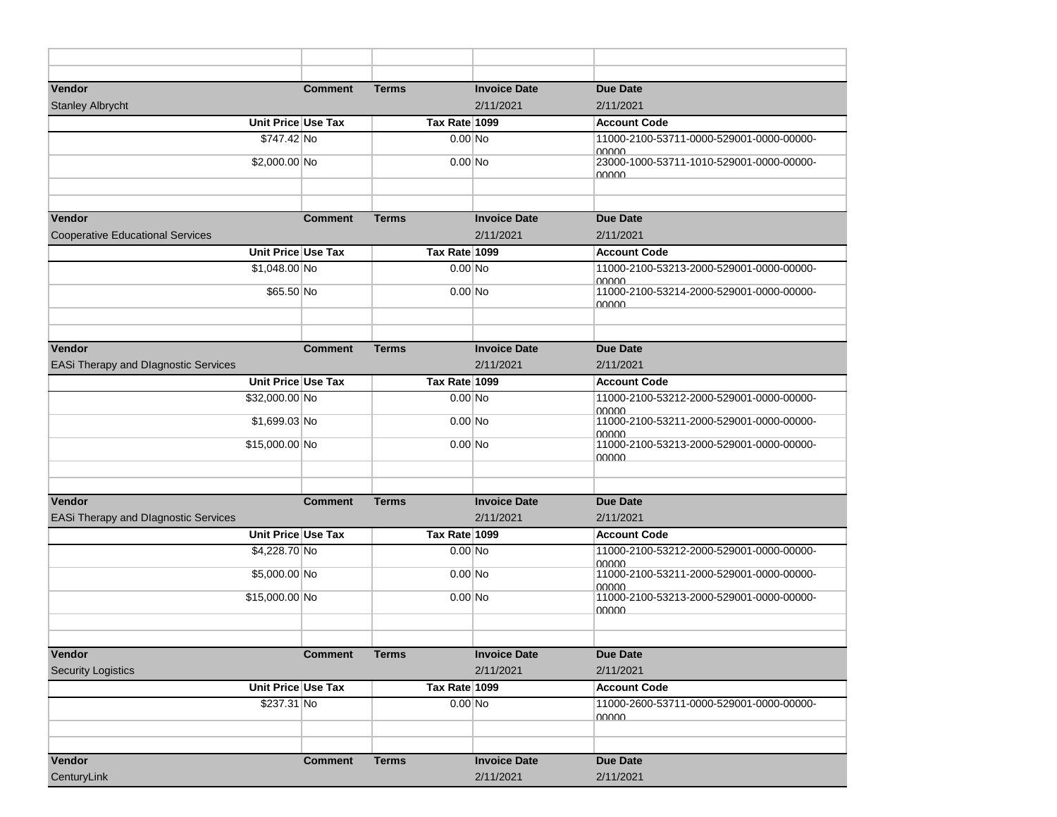| Vendor | Comment | Terms | Invoice Date | Due Date |
|---|---|---|---|---|
| Stanley Albrycht | | | 2/11/2021 | 2/11/2021 |
| Unit Price | Use Tax | Tax Rate | 1099 | Account Code |
| $747.42 | No | 0.00 | No | 11000-2100-53711-0000-529001-0000-00000-00000 |
| $2,000.00 | No | 0.00 | No | 23000-1000-53711-1010-529001-0000-00000-00000 |

| Vendor | Comment | Terms | Invoice Date | Due Date |
|---|---|---|---|---|
| Cooperative Educational Services | | | 2/11/2021 | 2/11/2021 |
| Unit Price | Use Tax | Tax Rate | 1099 | Account Code |
| $1,048.00 | No | 0.00 | No | 11000-2100-53213-2000-529001-0000-00000-00000 |
| $65.50 | No | 0.00 | No | 11000-2100-53214-2000-529001-0000-00000-00000 |

| Vendor | Comment | Terms | Invoice Date | Due Date |
|---|---|---|---|---|
| EASi Therapy and DIagnostic Services | | | 2/11/2021 | 2/11/2021 |
| Unit Price | Use Tax | Tax Rate | 1099 | Account Code |
| $32,000.00 | No | 0.00 | No | 11000-2100-53212-2000-529001-0000-00000-00000 |
| $1,699.03 | No | 0.00 | No | 11000-2100-53211-2000-529001-0000-00000-00000 |
| $15,000.00 | No | 0.00 | No | 11000-2100-53213-2000-529001-0000-00000-00000 |

| Vendor | Comment | Terms | Invoice Date | Due Date |
|---|---|---|---|---|
| EASi Therapy and DIagnostic Services | | | 2/11/2021 | 2/11/2021 |
| Unit Price | Use Tax | Tax Rate | 1099 | Account Code |
| $4,228.70 | No | 0.00 | No | 11000-2100-53212-2000-529001-0000-00000-00000 |
| $5,000.00 | No | 0.00 | No | 11000-2100-53211-2000-529001-0000-00000-00000 |
| $15,000.00 | No | 0.00 | No | 11000-2100-53213-2000-529001-0000-00000-00000 |

| Vendor | Comment | Terms | Invoice Date | Due Date |
|---|---|---|---|---|
| Security Logistics | | | 2/11/2021 | 2/11/2021 |
| Unit Price | Use Tax | Tax Rate | 1099 | Account Code |
| $237.31 | No | 0.00 | No | 11000-2600-53711-0000-529001-0000-00000-00000 |

| Vendor | Comment | Terms | Invoice Date | Due Date |
|---|---|---|---|---|
| CenturyLink | | | 2/11/2021 | 2/11/2021 |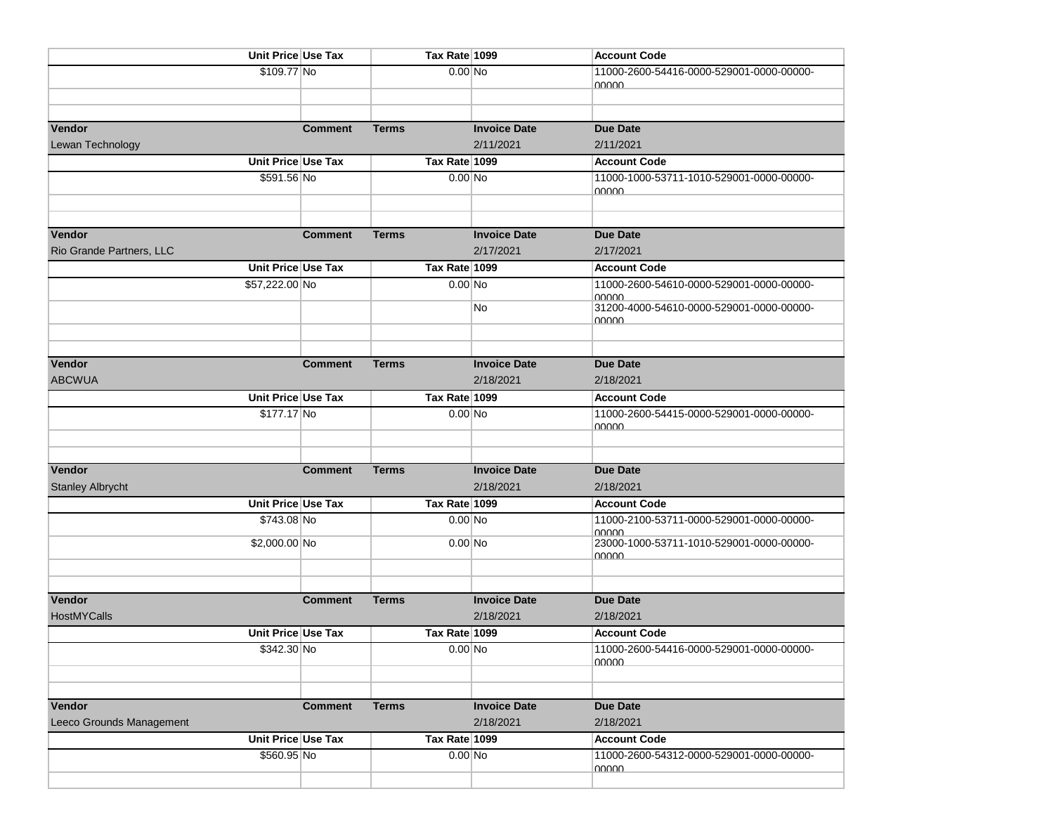| Unit Price | Use Tax | Tax Rate | 1099 | Account Code |
|---|---|---|---|---|
| $109.77 | No | 0.00 | No | 11000-2600-54416-0000-529001-0000-00000-00000 |
| | | | | |
| | | | | |

| Vendor | Comment | Terms | Invoice Date | Due Date |
|---|---|---|---|---|
| Lewan Technology | | | 2/11/2021 | 2/11/2021 |

| Unit Price | Use Tax | Tax Rate | 1099 | Account Code |
|---|---|---|---|---|
| $591.56 | No | 0.00 | No | 11000-1000-53711-1010-529001-0000-00000-00000 |
| | | | | |
| | | | | |

| Vendor | Comment | Terms | Invoice Date | Due Date |
|---|---|---|---|---|
| Rio Grande Partners, LLC | | | 2/17/2021 | 2/17/2021 |

| Unit Price | Use Tax | Tax Rate | 1099 | Account Code |
|---|---|---|---|---|
| $57,222.00 | No | 0.00 | No | 11000-2600-54610-0000-529001-0000-00000-00000 |
| | | | No | 31200-4000-54610-0000-529001-0000-00000-00000 |
| | | | | |
| | | | | |

| Vendor | Comment | Terms | Invoice Date | Due Date |
|---|---|---|---|---|
| ABCWUA | | | 2/18/2021 | 2/18/2021 |

| Unit Price | Use Tax | Tax Rate | 1099 | Account Code |
|---|---|---|---|---|
| $177.17 | No | 0.00 | No | 11000-2600-54415-0000-529001-0000-00000-00000 |
| | | | | |
| | | | | |

| Vendor | Comment | Terms | Invoice Date | Due Date |
|---|---|---|---|---|
| Stanley Albrycht | | | 2/18/2021 | 2/18/2021 |

| Unit Price | Use Tax | Tax Rate | 1099 | Account Code |
|---|---|---|---|---|
| $743.08 | No | 0.00 | No | 11000-2100-53711-0000-529001-0000-00000-00000 |
| $2,000.00 | No | 0.00 | No | 23000-1000-53711-1010-529001-0000-00000-00000 |
| | | | | |
| | | | | |

| Vendor | Comment | Terms | Invoice Date | Due Date |
|---|---|---|---|---|
| HostMYCalls | | | 2/18/2021 | 2/18/2021 |

| Unit Price | Use Tax | Tax Rate | 1099 | Account Code |
|---|---|---|---|---|
| $342.30 | No | 0.00 | No | 11000-2600-54416-0000-529001-0000-00000-00000 |
| | | | | |
| | | | | |

| Vendor | Comment | Terms | Invoice Date | Due Date |
|---|---|---|---|---|
| Leeco Grounds Management | | | 2/18/2021 | 2/18/2021 |

| Unit Price | Use Tax | Tax Rate | 1099 | Account Code |
|---|---|---|---|---|
| $560.95 | No | 0.00 | No | 11000-2600-54312-0000-529001-0000-00000-00000 |
| | | | | |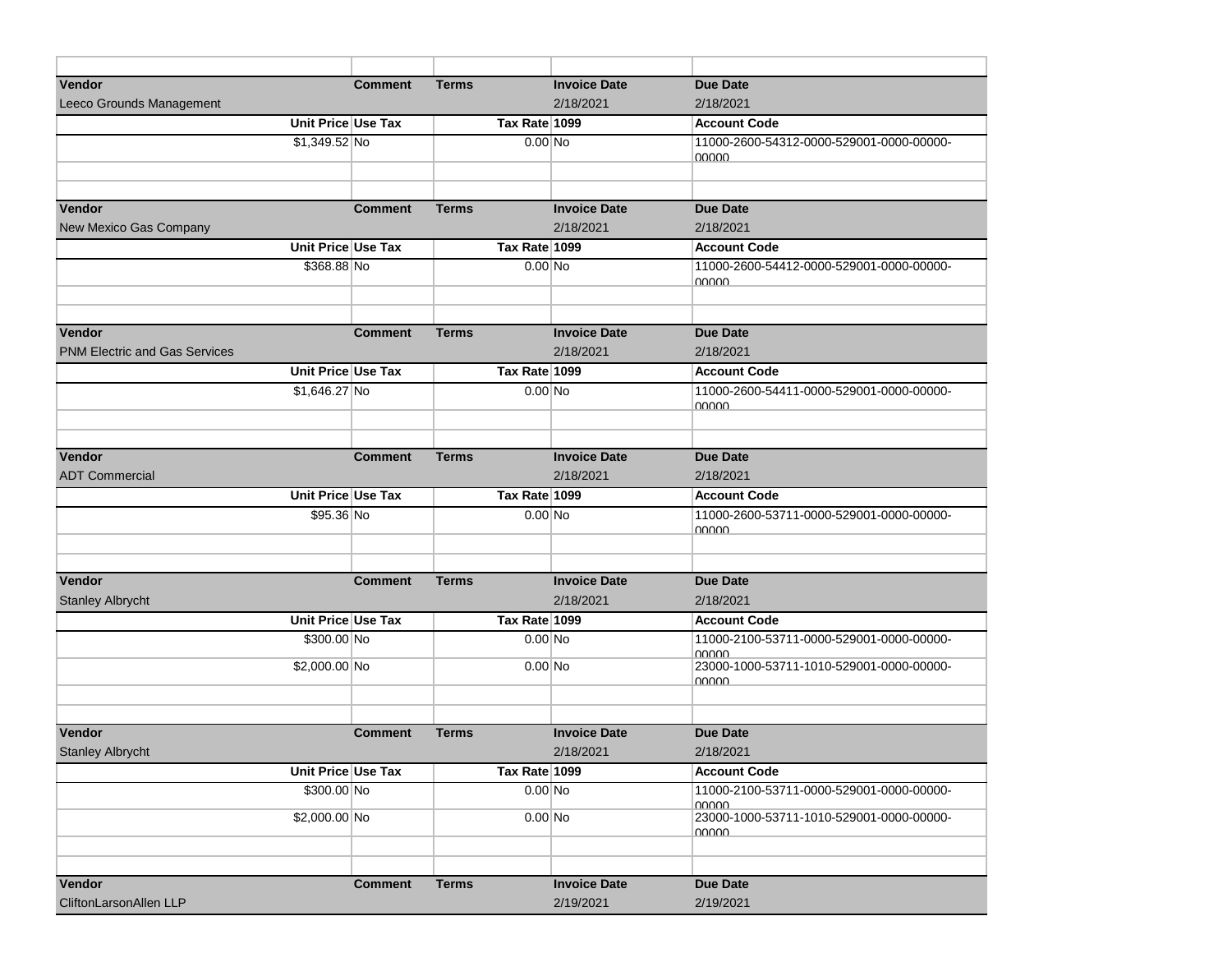| Vendor | Comment | Terms | Invoice Date | Due Date |
|---|---|---|---|---|
| Leeco Grounds Management | | | 2/18/2021 | 2/18/2021 |
| Unit Price | Use Tax | Tax Rate | 1099 | Account Code |
| $1,349.52 | No | 0.00 | No | 11000-2600-54312-0000-529001-0000-00000-00000 |

| Vendor | Comment | Terms | Invoice Date | Due Date |
|---|---|---|---|---|
| New Mexico Gas Company | | | 2/18/2021 | 2/18/2021 |
| Unit Price | Use Tax | Tax Rate | 1099 | Account Code |
| $368.88 | No | 0.00 | No | 11000-2600-54412-0000-529001-0000-00000-00000 |

| Vendor | Comment | Terms | Invoice Date | Due Date |
|---|---|---|---|---|
| PNM Electric and Gas Services | | | 2/18/2021 | 2/18/2021 |
| Unit Price | Use Tax | Tax Rate | 1099 | Account Code |
| $1,646.27 | No | 0.00 | No | 11000-2600-54411-0000-529001-0000-00000-00000 |

| Vendor | Comment | Terms | Invoice Date | Due Date |
|---|---|---|---|---|
| ADT Commercial | | | 2/18/2021 | 2/18/2021 |
| Unit Price | Use Tax | Tax Rate | 1099 | Account Code |
| $95.36 | No | 0.00 | No | 11000-2600-53711-0000-529001-0000-00000-00000 |

| Vendor | Comment | Terms | Invoice Date | Due Date |
|---|---|---|---|---|
| Stanley Albrycht | | | 2/18/2021 | 2/18/2021 |
| Unit Price | Use Tax | Tax Rate | 1099 | Account Code |
| $300.00 | No | 0.00 | No | 11000-2100-53711-0000-529001-0000-00000-00000 |
| $2,000.00 | No | 0.00 | No | 23000-1000-53711-1010-529001-0000-00000-00000 |

| Vendor | Comment | Terms | Invoice Date | Due Date |
|---|---|---|---|---|
| Stanley Albrycht | | | 2/18/2021 | 2/18/2021 |
| Unit Price | Use Tax | Tax Rate | 1099 | Account Code |
| $300.00 | No | 0.00 | No | 11000-2100-53711-0000-529001-0000-00000-00000 |
| $2,000.00 | No | 0.00 | No | 23000-1000-53711-1010-529001-0000-00000-00000 |

| Vendor | Comment | Terms | Invoice Date | Due Date |
|---|---|---|---|---|
| CliftonLarsonAllen LLP | | | 2/19/2021 | 2/19/2021 |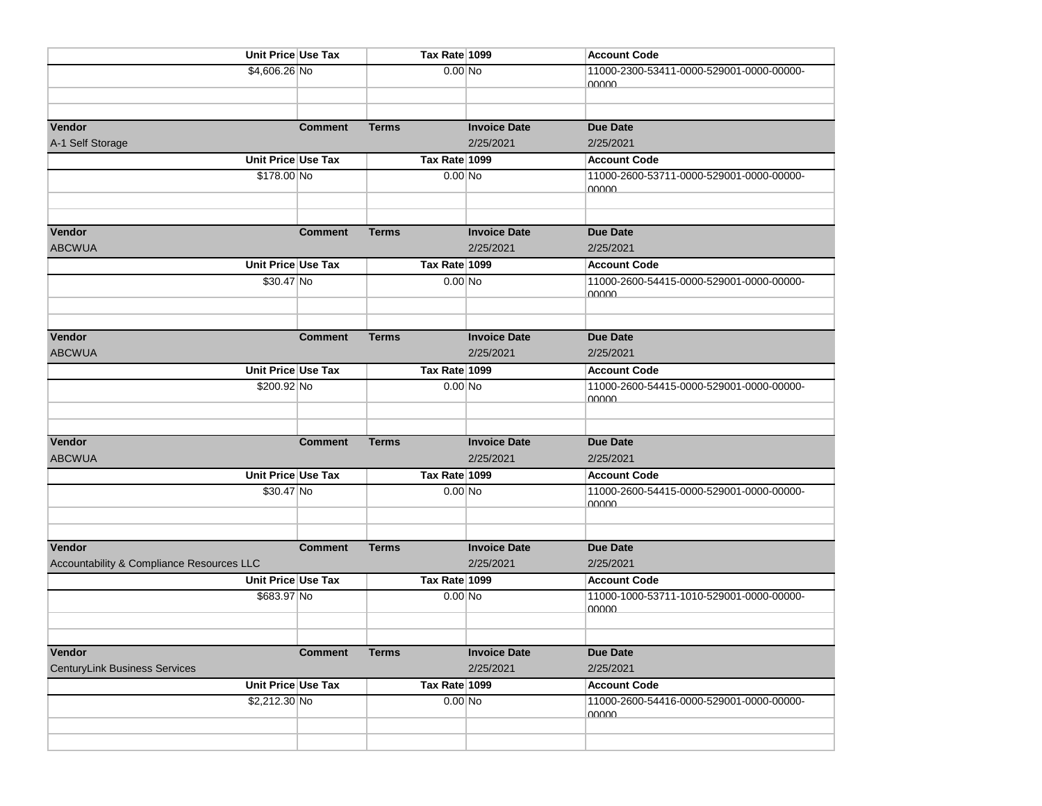| Unit Price | Use Tax | Tax Rate | 1099 | Account Code |
|---|---|---|---|---|
| $4,606.26 | No | 0.00 | No | 11000-2300-53411-0000-529001-0000-00000-00000 |

| Vendor | Comment | Terms | Invoice Date | Due Date |
|---|---|---|---|---|
| A-1 Self Storage | | | 2/25/2021 | 2/25/2021 |

| Unit Price | Use Tax | Tax Rate | 1099 | Account Code |
|---|---|---|---|---|
| $178.00 | No | 0.00 | No | 11000-2600-53711-0000-529001-0000-00000-00000 |

| Vendor | Comment | Terms | Invoice Date | Due Date |
|---|---|---|---|---|
| ABCWUA | | | 2/25/2021 | 2/25/2021 |

| Unit Price | Use Tax | Tax Rate | 1099 | Account Code |
|---|---|---|---|---|
| $30.47 | No | 0.00 | No | 11000-2600-54415-0000-529001-0000-00000-00000 |

| Vendor | Comment | Terms | Invoice Date | Due Date |
|---|---|---|---|---|
| ABCWUA | | | 2/25/2021 | 2/25/2021 |

| Unit Price | Use Tax | Tax Rate | 1099 | Account Code |
|---|---|---|---|---|
| $200.92 | No | 0.00 | No | 11000-2600-54415-0000-529001-0000-00000-00000 |

| Vendor | Comment | Terms | Invoice Date | Due Date |
|---|---|---|---|---|
| ABCWUA | | | 2/25/2021 | 2/25/2021 |

| Unit Price | Use Tax | Tax Rate | 1099 | Account Code |
|---|---|---|---|---|
| $30.47 | No | 0.00 | No | 11000-2600-54415-0000-529001-0000-00000-00000 |

| Vendor | Comment | Terms | Invoice Date | Due Date |
|---|---|---|---|---|
| Accountability & Compliance Resources LLC | | | 2/25/2021 | 2/25/2021 |

| Unit Price | Use Tax | Tax Rate | 1099 | Account Code |
|---|---|---|---|---|
| $683.97 | No | 0.00 | No | 11000-1000-53711-1010-529001-0000-00000-00000 |

| Vendor | Comment | Terms | Invoice Date | Due Date |
|---|---|---|---|---|
| CenturyLink Business Services | | | 2/25/2021 | 2/25/2021 |

| Unit Price | Use Tax | Tax Rate | 1099 | Account Code |
|---|---|---|---|---|
| $2,212.30 | No | 0.00 | No | 11000-2600-54416-0000-529001-0000-00000-00000 |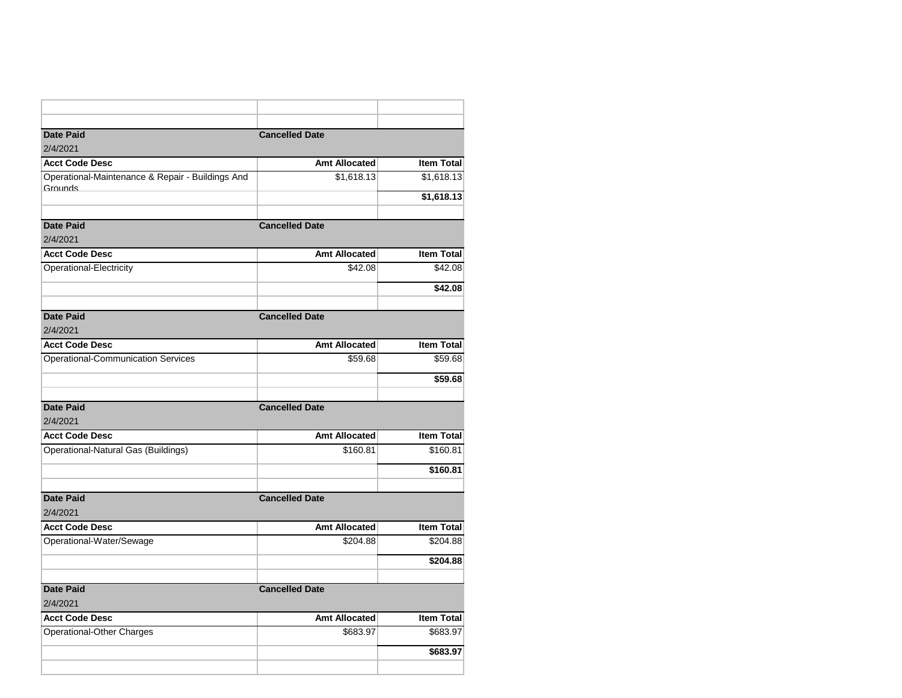| Date Paid | Cancelled Date | |
|---|---|---|
| 2/4/2021 | | |
| **Acct Code Desc** | **Amt Allocated** | **Item Total** |
| Operational-Maintenance & Repair - Buildings And Grounds | $1,618.13 | $1,618.13 |
| | | **$1,618.13** |

| Date Paid | Cancelled Date | |
|---|---|---|
| 2/4/2021 | | |
| **Acct Code Desc** | **Amt Allocated** | **Item Total** |
| Operational-Electricity | $42.08 | $42.08 |
| | | **$42.08** |

| Date Paid | Cancelled Date | |
|---|---|---|
| 2/4/2021 | | |
| **Acct Code Desc** | **Amt Allocated** | **Item Total** |
| Operational-Communication Services | $59.68 | $59.68 |
| | | **$59.68** |

| Date Paid | Cancelled Date | |
|---|---|---|
| 2/4/2021 | | |
| **Acct Code Desc** | **Amt Allocated** | **Item Total** |
| Operational-Natural Gas (Buildings) | $160.81 | $160.81 |
| | | **$160.81** |

| Date Paid | Cancelled Date | |
|---|---|---|
| 2/4/2021 | | |
| **Acct Code Desc** | **Amt Allocated** | **Item Total** |
| Operational-Water/Sewage | $204.88 | $204.88 |
| | | **$204.88** |

| Date Paid | Cancelled Date | |
|---|---|---|
| 2/4/2021 | | |
| **Acct Code Desc** | **Amt Allocated** | **Item Total** |
| Operational-Other Charges | $683.97 | $683.97 |
| | | **$683.97** |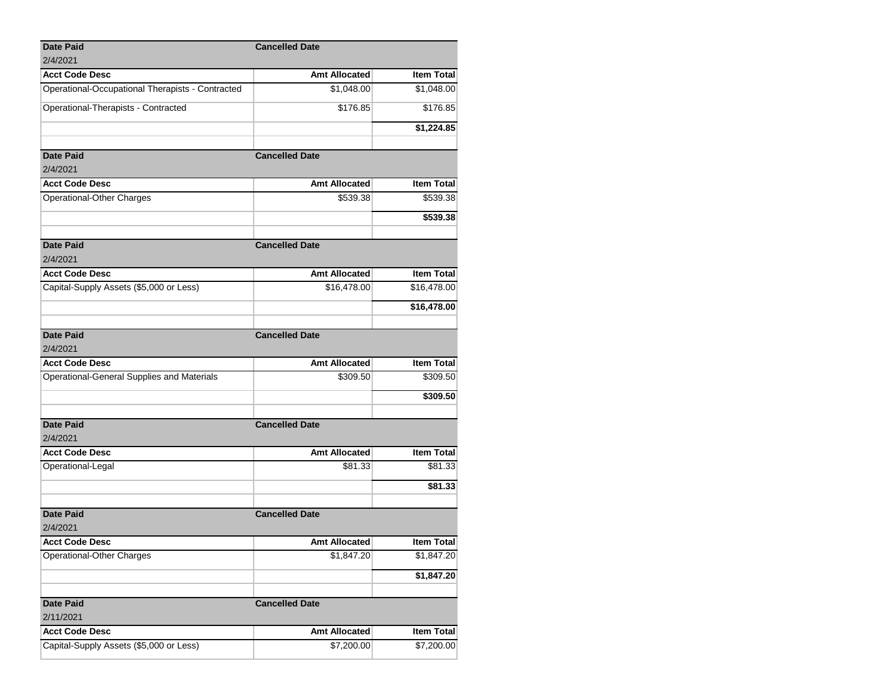| Date Paid | Cancelled Date | |
|---|---|---|
| 2/4/2021 | | |
| **Acct Code Desc** | **Amt Allocated** | **Item Total** |
| Operational-Occupational Therapists - Contracted | $1,048.00 | $1,048.00 |
| Operational-Therapists - Contracted | $176.85 | $176.85 |
| | | **$1,224.85** |
| | | |

| Date Paid | Cancelled Date | |
|---|---|---|
| 2/4/2021 | | |
| **Acct Code Desc** | **Amt Allocated** | **Item Total** |
| Operational-Other Charges | $539.38 | $539.38 |
| | | **$539.38** |
| | | |

| Date Paid | Cancelled Date | |
|---|---|---|
| 2/4/2021 | | |
| **Acct Code Desc** | **Amt Allocated** | **Item Total** |
| Capital-Supply Assets ($5,000 or Less) | $16,478.00 | $16,478.00 |
| | | **$16,478.00** |
| | | |

| Date Paid | Cancelled Date | |
|---|---|---|
| 2/4/2021 | | |
| **Acct Code Desc** | **Amt Allocated** | **Item Total** |
| Operational-General Supplies and Materials | $309.50 | $309.50 |
| | | **$309.50** |
| | | |

| Date Paid | Cancelled Date | |
|---|---|---|
| 2/4/2021 | | |
| **Acct Code Desc** | **Amt Allocated** | **Item Total** |
| Operational-Legal | $81.33 | $81.33 |
| | | **$81.33** |
| | | |

| Date Paid | Cancelled Date | |
|---|---|---|
| 2/4/2021 | | |
| **Acct Code Desc** | **Amt Allocated** | **Item Total** |
| Operational-Other Charges | $1,847.20 | $1,847.20 |
| | | **$1,847.20** |
| | | |

| Date Paid | Cancelled Date | |
|---|---|---|
| 2/11/2021 | | |
| **Acct Code Desc** | **Amt Allocated** | **Item Total** |
| Capital-Supply Assets ($5,000 or Less) | $7,200.00 | $7,200.00 |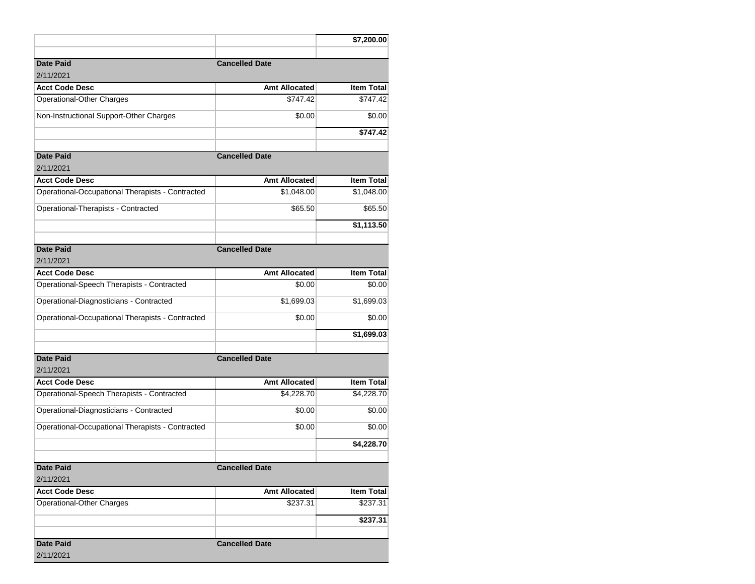| | | $7,200.00 |
|---|---|---|
| | | |
| **Date Paid** | **Cancelled Date** | |
| 2/11/2021 | | |
| **Acct Code Desc** | **Amt Allocated** | **Item Total** |
| Operational-Other Charges | $747.42 | $747.42 |
| Non-Instructional Support-Other Charges | $0.00 | $0.00 |
| | | **$747.42** |
| | | |
| **Date Paid** | **Cancelled Date** | |
| 2/11/2021 | | |
| **Acct Code Desc** | **Amt Allocated** | **Item Total** |
| Operational-Occupational Therapists - Contracted | $1,048.00 | $1,048.00 |
| Operational-Therapists - Contracted | $65.50 | $65.50 |
| | | **$1,113.50** |
| | | |
| **Date Paid** | **Cancelled Date** | |
| 2/11/2021 | | |
| **Acct Code Desc** | **Amt Allocated** | **Item Total** |
| Operational-Speech Therapists - Contracted | $0.00 | $0.00 |
| Operational-Diagnosticians - Contracted | $1,699.03 | $1,699.03 |
| Operational-Occupational Therapists - Contracted | $0.00 | $0.00 |
| | | **$1,699.03** |
| | | |
| **Date Paid** | **Cancelled Date** | |
| 2/11/2021 | | |
| **Acct Code Desc** | **Amt Allocated** | **Item Total** |
| Operational-Speech Therapists - Contracted | $4,228.70 | $4,228.70 |
| Operational-Diagnosticians - Contracted | $0.00 | $0.00 |
| Operational-Occupational Therapists - Contracted | $0.00 | $0.00 |
| | | **$4,228.70** |
| | | |
| **Date Paid** | **Cancelled Date** | |
| 2/11/2021 | | |
| **Acct Code Desc** | **Amt Allocated** | **Item Total** |
| Operational-Other Charges | $237.31 | $237.31 |
| | | **$237.31** |
| | | |
| **Date Paid** | **Cancelled Date** | |
| 2/11/2021 | | |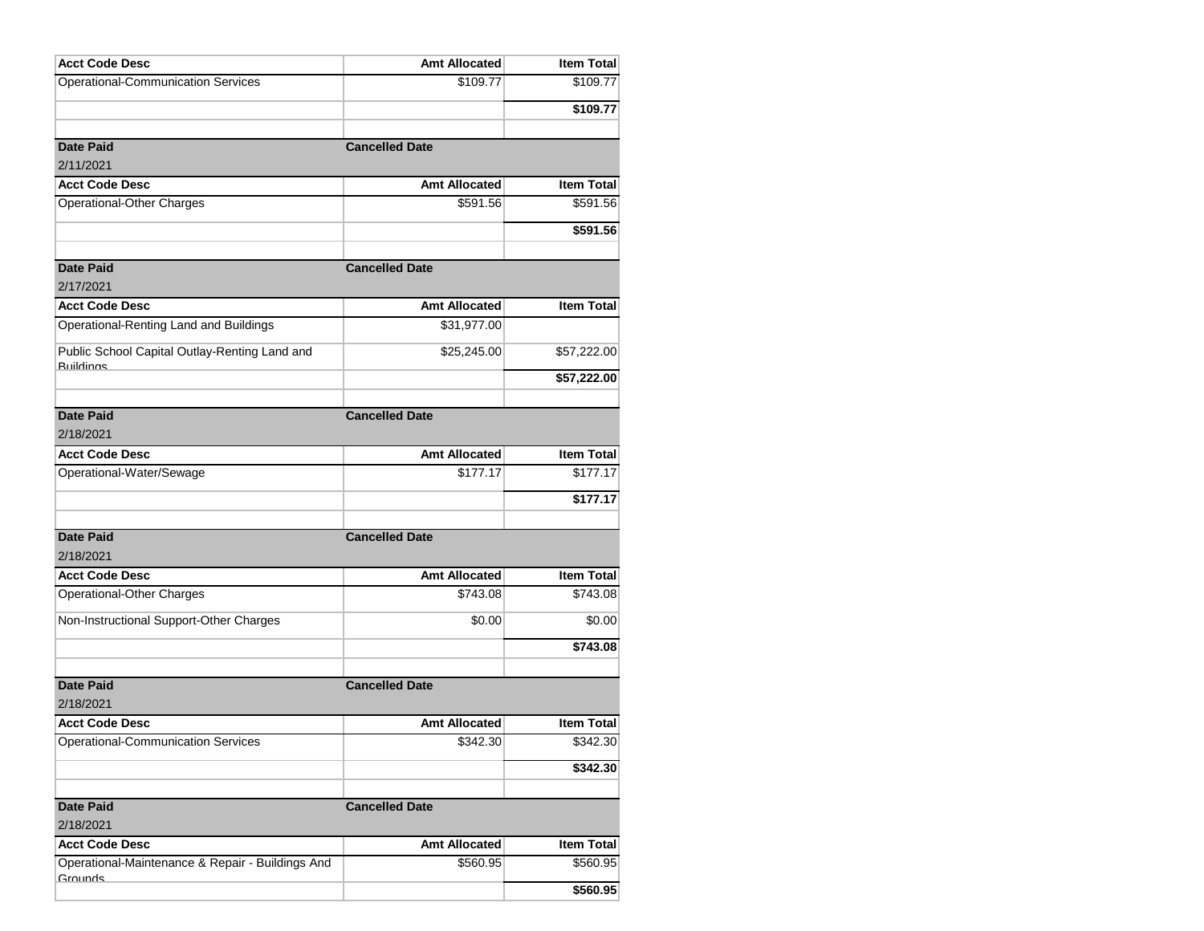| Acct Code Desc | Amt Allocated | Item Total |
|---|---|---|
| Operational-Communication Services | $109.77 | $109.77 |
| | | **$109.77** |

| Date Paid | Cancelled Date | |
|---|---|---|
| 2/11/2021 | | |
| **Acct Code Desc** | **Amt Allocated** | **Item Total** |
| Operational-Other Charges | $591.56 | $591.56 |
| | | **$591.56** |

| Date Paid | Cancelled Date | |
|---|---|---|
| 2/17/2021 | | |
| **Acct Code Desc** | **Amt Allocated** | **Item Total** |
| Operational-Renting Land and Buildings | $31,977.00 | |
| Public School Capital Outlay-Renting Land and Buildings | $25,245.00 | $57,222.00 |
| | | **$57,222.00** |

| Date Paid | Cancelled Date | |
|---|---|---|
| 2/18/2021 | | |
| **Acct Code Desc** | **Amt Allocated** | **Item Total** |
| Operational-Water/Sewage | $177.17 | $177.17 |
| | | **$177.17** |

| Date Paid | Cancelled Date | |
|---|---|---|
| 2/18/2021 | | |
| **Acct Code Desc** | **Amt Allocated** | **Item Total** |
| Operational-Other Charges | $743.08 | $743.08 |
| Non-Instructional Support-Other Charges | $0.00 | $0.00 |
| | | **$743.08** |

| Date Paid | Cancelled Date | |
|---|---|---|
| 2/18/2021 | | |
| **Acct Code Desc** | **Amt Allocated** | **Item Total** |
| Operational-Communication Services | $342.30 | $342.30 |
| | | **$342.30** |

| Date Paid | Cancelled Date | |
|---|---|---|
| 2/18/2021 | | |
| **Acct Code Desc** | **Amt Allocated** | **Item Total** |
| Operational-Maintenance & Repair - Buildings And Grounds | $560.95 | $560.95 |
| | | **$560.95** |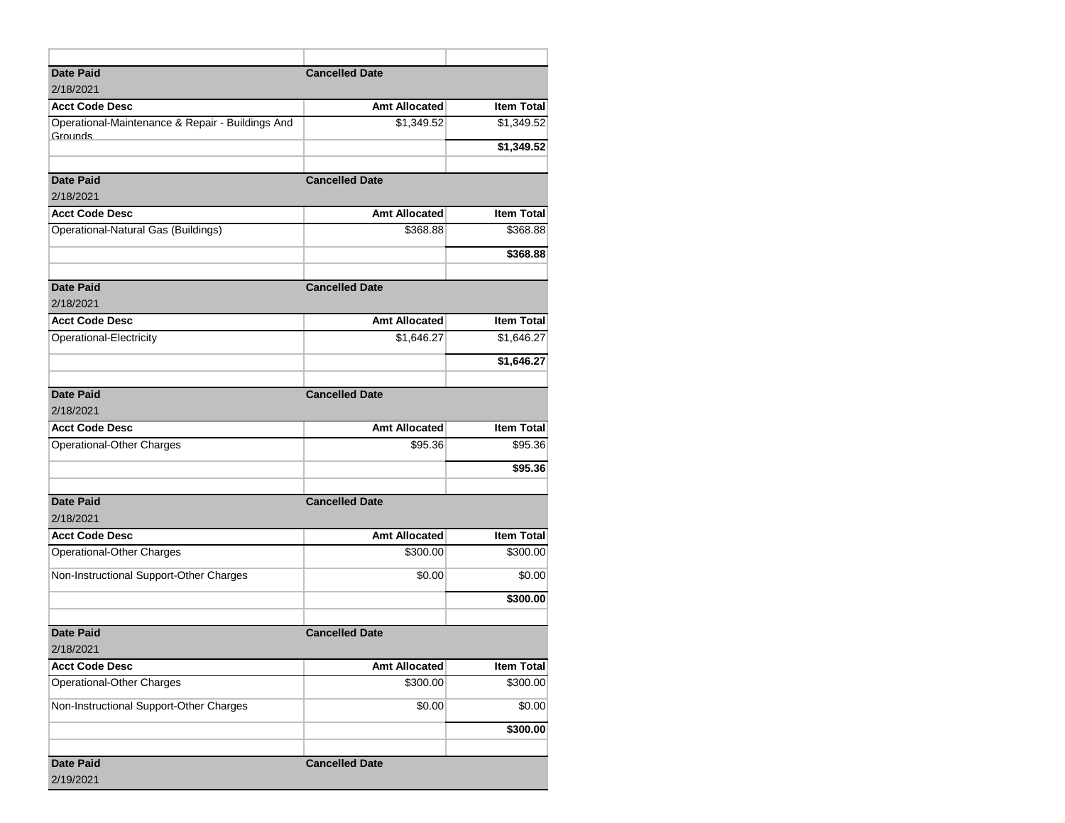| Date Paid | Cancelled Date | |
|---|---|---|
| 2/18/2021 | | |
| **Acct Code Desc** | **Amt Allocated** | **Item Total** |
| Operational-Maintenance & Repair - Buildings And Grounds | $1,349.52 | $1,349.52 |
| | | **$1,349.52** |

| Date Paid | Cancelled Date | |
|---|---|---|
| 2/18/2021 | | |
| **Acct Code Desc** | **Amt Allocated** | **Item Total** |
| Operational-Natural Gas (Buildings) | $368.88 | $368.88 |
| | | **$368.88** |

| Date Paid | Cancelled Date | |
|---|---|---|
| 2/18/2021 | | |
| **Acct Code Desc** | **Amt Allocated** | **Item Total** |
| Operational-Electricity | $1,646.27 | $1,646.27 |
| | | **$1,646.27** |

| Date Paid | Cancelled Date | |
|---|---|---|
| 2/18/2021 | | |
| **Acct Code Desc** | **Amt Allocated** | **Item Total** |
| Operational-Other Charges | $95.36 | $95.36 |
| | | **$95.36** |

| Date Paid | Cancelled Date | |
|---|---|---|
| 2/18/2021 | | |
| **Acct Code Desc** | **Amt Allocated** | **Item Total** |
| Operational-Other Charges | $300.00 | $300.00 |
| Non-Instructional Support-Other Charges | $0.00 | $0.00 |
| | | **$300.00** |

| Date Paid | Cancelled Date | |
|---|---|---|
| 2/18/2021 | | |
| **Acct Code Desc** | **Amt Allocated** | **Item Total** |
| Operational-Other Charges | $300.00 | $300.00 |
| Non-Instructional Support-Other Charges | $0.00 | $0.00 |
| | | **$300.00** |

| Date Paid | Cancelled Date | |
|---|---|---|
| 2/19/2021 | | |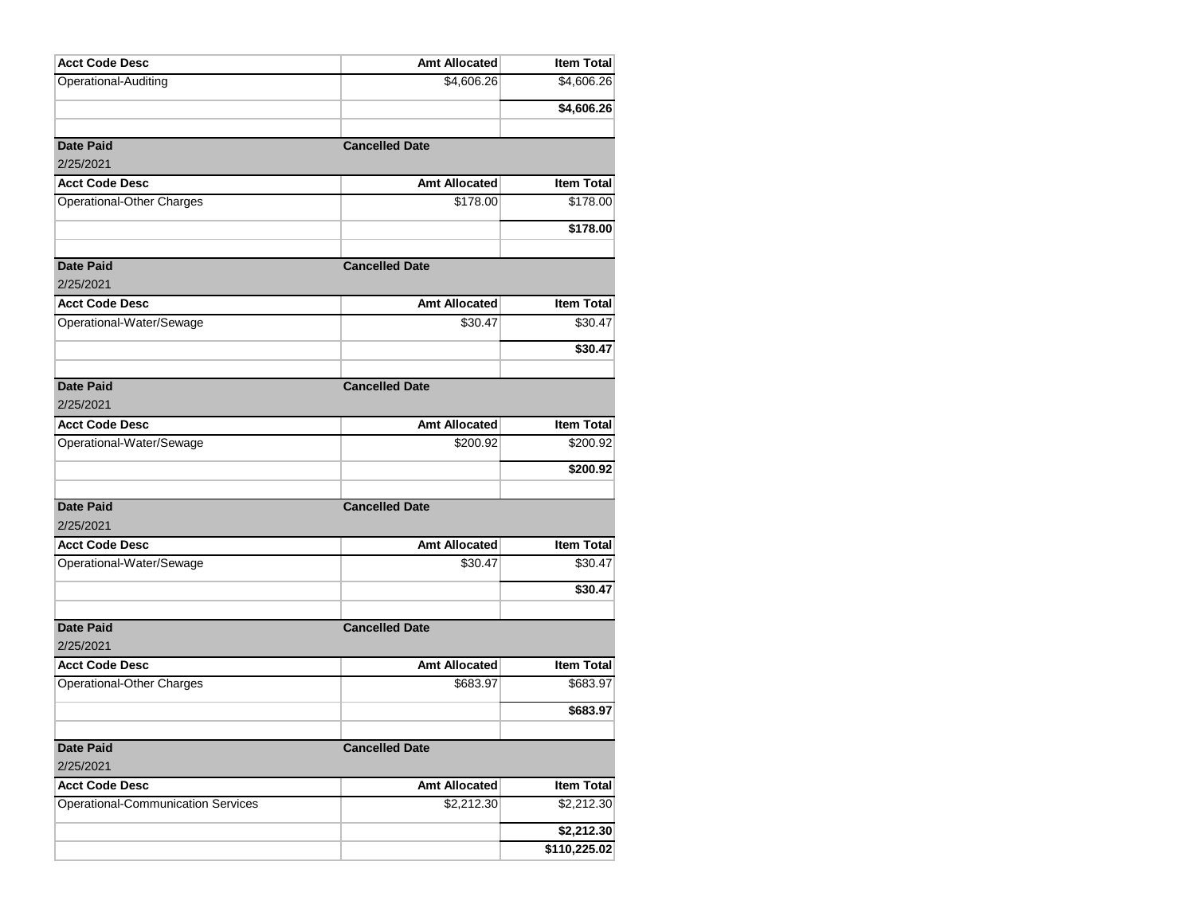| Acct Code Desc | Amt Allocated | Item Total |
|---|---|---|
| Operational-Auditing | $4,606.26 | $4,606.26 |
| | | **$4,606.26** |
| | | |
| **Date Paid** | **Cancelled Date** | |
| 2/25/2021 | | |
| **Acct Code Desc** | **Amt Allocated** | **Item Total** |
| Operational-Other Charges | $178.00 | $178.00 |
| | | **$178.00** |
| | | |
| **Date Paid** | **Cancelled Date** | |
| 2/25/2021 | | |
| **Acct Code Desc** | **Amt Allocated** | **Item Total** |
| Operational-Water/Sewage | $30.47 | $30.47 |
| | | **$30.47** |
| | | |
| **Date Paid** | **Cancelled Date** | |
| 2/25/2021 | | |
| **Acct Code Desc** | **Amt Allocated** | **Item Total** |
| Operational-Water/Sewage | $200.92 | $200.92 |
| | | **$200.92** |
| | | |
| **Date Paid** | **Cancelled Date** | |
| 2/25/2021 | | |
| **Acct Code Desc** | **Amt Allocated** | **Item Total** |
| Operational-Water/Sewage | $30.47 | $30.47 |
| | | **$30.47** |
| | | |
| **Date Paid** | **Cancelled Date** | |
| 2/25/2021 | | |
| **Acct Code Desc** | **Amt Allocated** | **Item Total** |
| Operational-Other Charges | $683.97 | $683.97 |
| | | **$683.97** |
| | | |
| **Date Paid** | **Cancelled Date** | |
| 2/25/2021 | | |
| **Acct Code Desc** | **Amt Allocated** | **Item Total** |
| Operational-Communication Services | $2,212.30 | $2,212.30 |
| | | **$2,212.30** |
| | | **$110,225.02** |